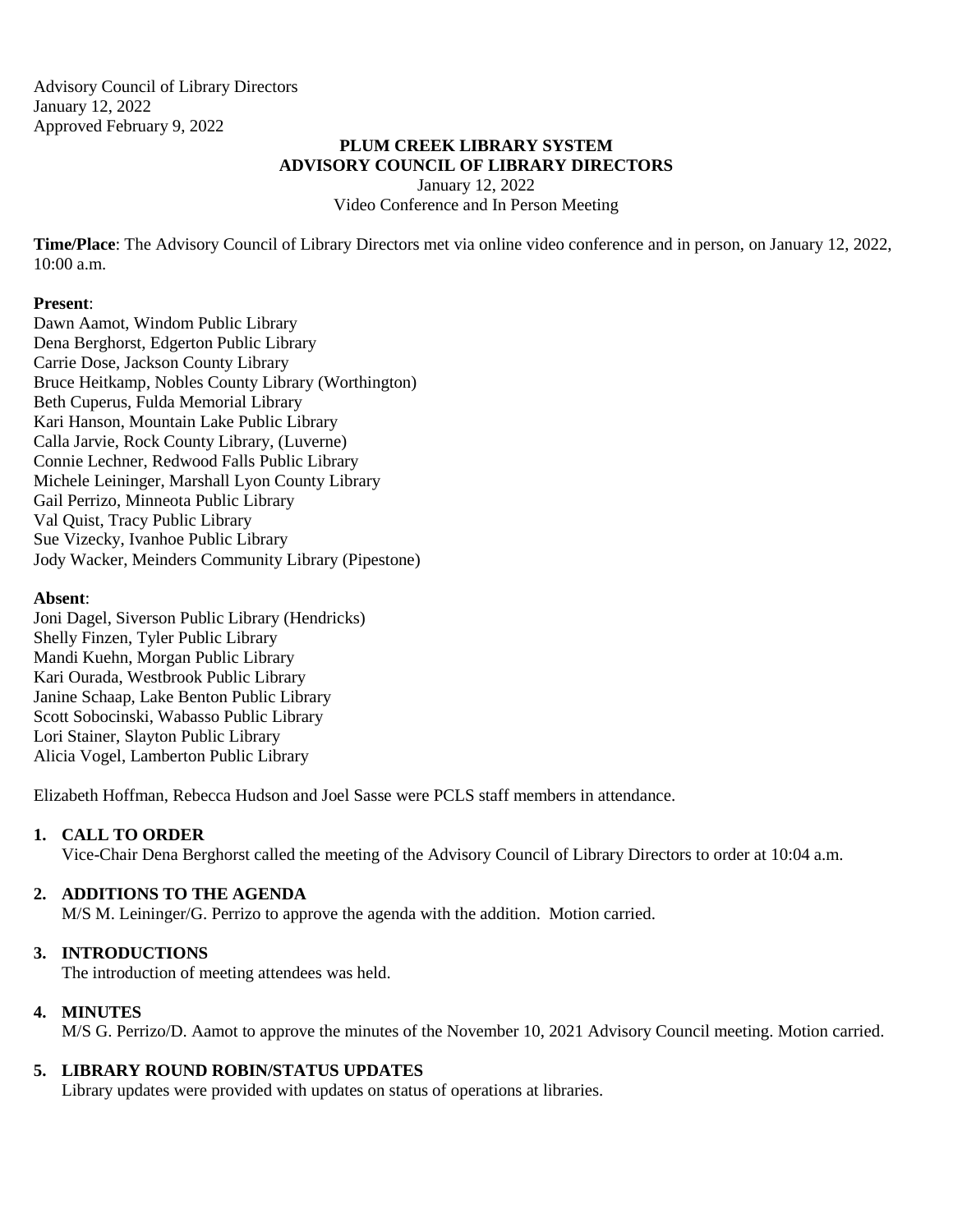Advisory Council of Library Directors
January 12, 2022
Approved February 9, 2022

**PLUM CREEK LIBRARY SYSTEM**
**ADVISORY COUNCIL OF LIBRARY DIRECTORS**
January 12, 2022
Video Conference and In Person Meeting

**Time/Place**: The Advisory Council of Library Directors met via online video conference and in person, on January 12, 2022, 10:00 a.m.

**Present**:
Dawn Aamot, Windom Public Library
Dena Berghorst, Edgerton Public Library
Carrie Dose, Jackson County Library
Bruce Heitkamp, Nobles County Library (Worthington)
Beth Cuperus, Fulda Memorial Library
Kari Hanson, Mountain Lake Public Library
Calla Jarvie, Rock County Library, (Luverne)
Connie Lechner, Redwood Falls Public Library
Michele Leininger, Marshall Lyon County Library
Gail Perrizo, Minneota Public Library
Val Quist, Tracy Public Library
Sue Vizecky, Ivanhoe Public Library
Jody Wacker, Meinders Community Library (Pipestone)

**Absent**:
Joni Dagel, Siverson Public Library (Hendricks)
Shelly Finzen, Tyler Public Library
Mandi Kuehn, Morgan Public Library
Kari Ourada, Westbrook Public Library
Janine Schaap, Lake Benton Public Library
Scott Sobocinski, Wabasso Public Library
Lori Stainer, Slayton Public Library
Alicia Vogel, Lamberton Public Library

Elizabeth Hoffman, Rebecca Hudson and Joel Sasse were PCLS staff members in attendance.

1. **CALL TO ORDER**
   Vice-Chair Dena Berghorst called the meeting of the Advisory Council of Library Directors to order at 10:04 a.m.

2. **ADDITIONS TO THE AGENDA**
   M/S M. Leininger/G. Perrizo to approve the agenda with the addition. Motion carried.

3. **INTRODUCTIONS**
   The introduction of meeting attendees was held.

4. **MINUTES**
   M/S G. Perrizo/D. Aamot to approve the minutes of the November 10, 2021 Advisory Council meeting. Motion carried.

5. **LIBRARY ROUND ROBIN/STATUS UPDATES**
   Library updates were provided with updates on status of operations at libraries.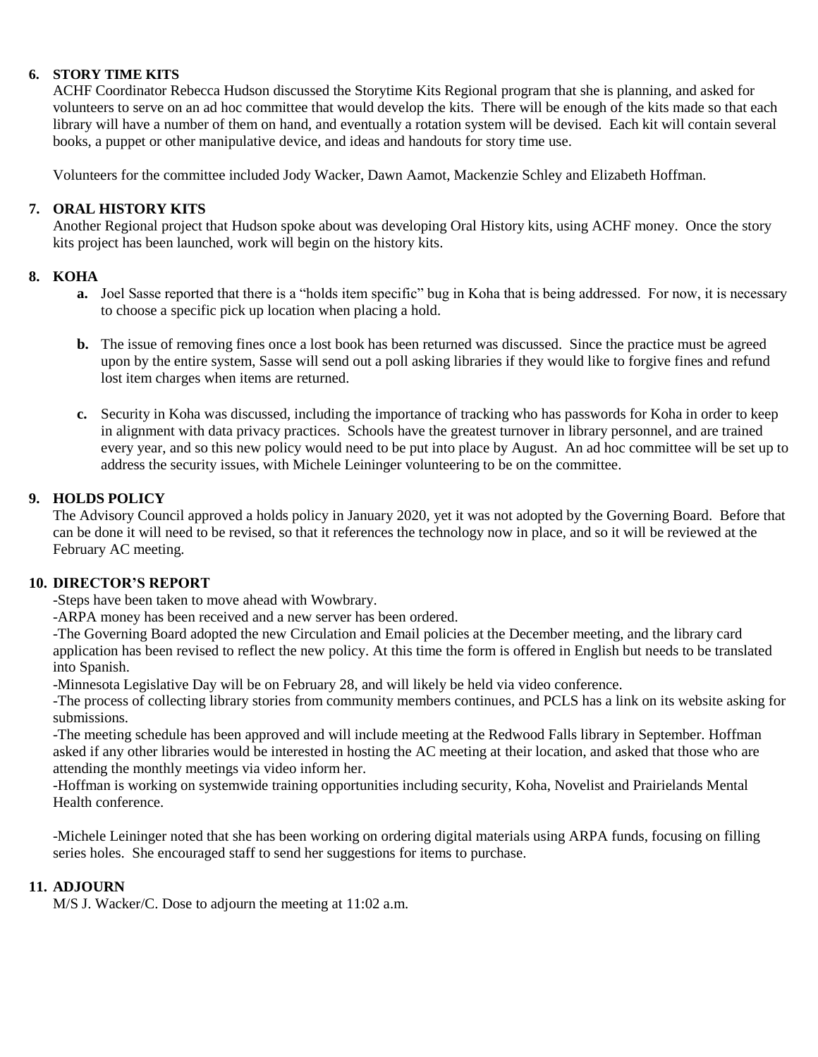**6. STORY TIME KITS**

ACHF Coordinator Rebecca Hudson discussed the Storytime Kits Regional program that she is planning, and asked for volunteers to serve on an ad hoc committee that would develop the kits. There will be enough of the kits made so that each library will have a number of them on hand, and eventually a rotation system will be devised. Each kit will contain several books, a puppet or other manipulative device, and ideas and handouts for story time use.

Volunteers for the committee included Jody Wacker, Dawn Aamot, Mackenzie Schley and Elizabeth Hoffman.

**7. ORAL HISTORY KITS**

Another Regional project that Hudson spoke about was developing Oral History kits, using ACHF money. Once the story kits project has been launched, work will begin on the history kits.

**8. KOHA**

- **a.** Joel Sasse reported that there is a "holds item specific" bug in Koha that is being addressed. For now, it is necessary to choose a specific pick up location when placing a hold.

- **b.** The issue of removing fines once a lost book has been returned was discussed. Since the practice must be agreed upon by the entire system, Sasse will send out a poll asking libraries if they would like to forgive fines and refund lost item charges when items are returned.

- **c.** Security in Koha was discussed, including the importance of tracking who has passwords for Koha in order to keep in alignment with data privacy practices. Schools have the greatest turnover in library personnel, and are trained every year, and so this new policy would need to be put into place by August. An ad hoc committee will be set up to address the security issues, with Michele Leininger volunteering to be on the committee.

**9. HOLDS POLICY**

The Advisory Council approved a holds policy in January 2020, yet it was not adopted by the Governing Board. Before that can be done it will need to be revised, so that it references the technology now in place, and so it will be reviewed at the February AC meeting.

**10. DIRECTOR'S REPORT**

-Steps have been taken to move ahead with Wowbrary.
-ARPA money has been received and a new server has been ordered.
-The Governing Board adopted the new Circulation and Email policies at the December meeting, and the library card application has been revised to reflect the new policy. At this time the form is offered in English but needs to be translated into Spanish.
-Minnesota Legislative Day will be on February 28, and will likely be held via video conference.
-The process of collecting library stories from community members continues, and PCLS has a link on its website asking for submissions.
-The meeting schedule has been approved and will include meeting at the Redwood Falls library in September. Hoffman asked if any other libraries would be interested in hosting the AC meeting at their location, and asked that those who are attending the monthly meetings via video inform her.
-Hoffman is working on systemwide training opportunities including security, Koha, Novelist and Prairielands Mental Health conference.

-Michele Leininger noted that she has been working on ordering digital materials using ARPA funds, focusing on filling series holes. She encouraged staff to send her suggestions for items to purchase.

**11. ADJOURN**

M/S J. Wacker/C. Dose to adjourn the meeting at 11:02 a.m.